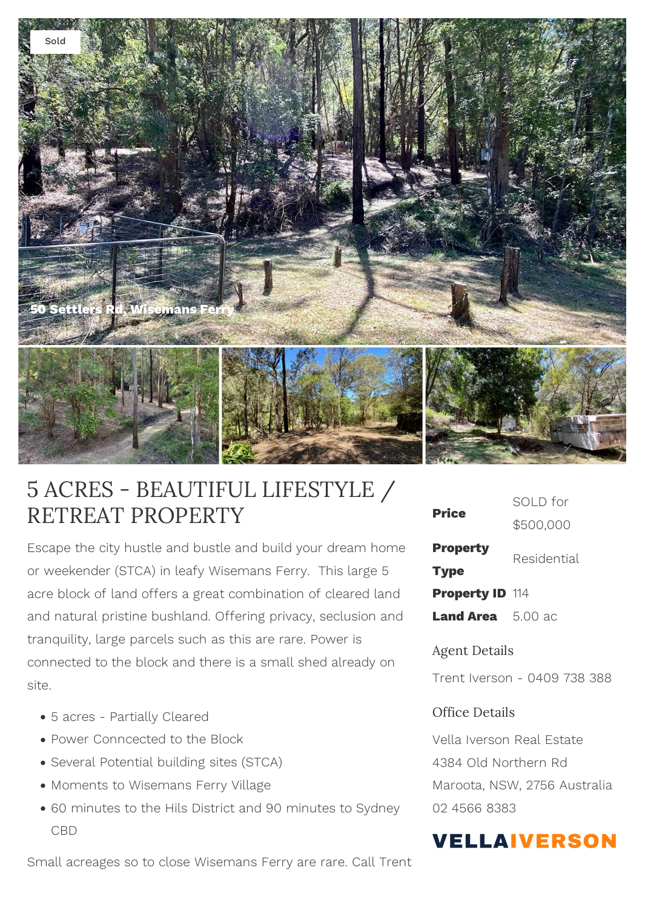Sold

50 Settlers Rd, Wisemans Ferry

# 5 ACRES - BEAUTIFUL LIFESTYLE / RETREAT PROPERTY

Escape the city hustle and bustle and build your dream home or weekender (STCA) in leafy Wisemans Ferry.  This large 5 acre block of land offers a great combination of cleared land and natural pristine bushland. Offering privacy, seclusion and tranquility, large parcels such as this are rare. Power is connected to the block and there is a small shed already on site.

- 5 acres - Partially Cleared
- Power Conncected to the Block
- Several Potential building sites (STCA)
- Moments to Wisemans Ferry Village
- 60 minutes to the Hils District and 90 minutes to Sydney CBD

Small acreages so to close Wisemans Ferry are rare. Call Trent

| | |
|---|---|
| **Price** | SOLD for $500,000 |
| **Property Type** | Residential |
| **Property ID** | 114 |
| **Land Area** | 5.00 ac |

## Agent Details

Trent Iverson - 0409 738 388

## Office Details

Vella Iverson Real Estate
4384 Old Northern Rd
Maroota, NSW, 2756 Australia
02 4566 8383

VELLAIVERSON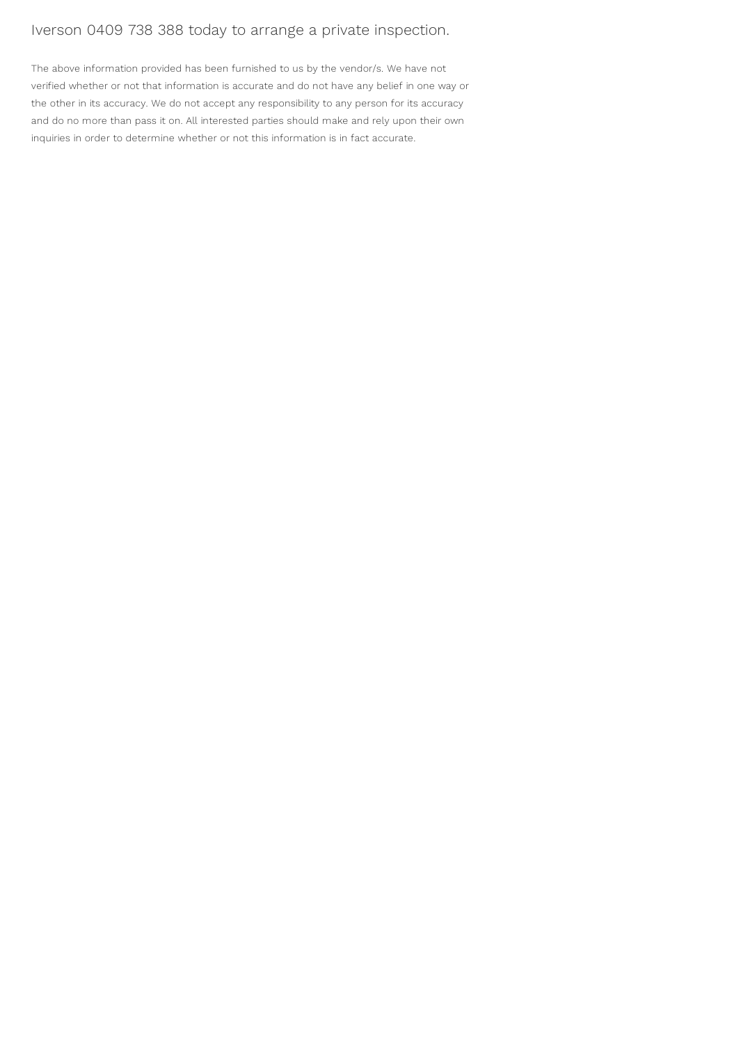Iverson 0409 738 388 today to arrange a private inspection.

The above information provided has been furnished to us by the vendor/s. We have not verified whether or not that information is accurate and do not have any belief in one way or the other in its accuracy. We do not accept any responsibility to any person for its accuracy and do no more than pass it on. All interested parties should make and rely upon their own inquiries in order to determine whether or not this information is in fact accurate.